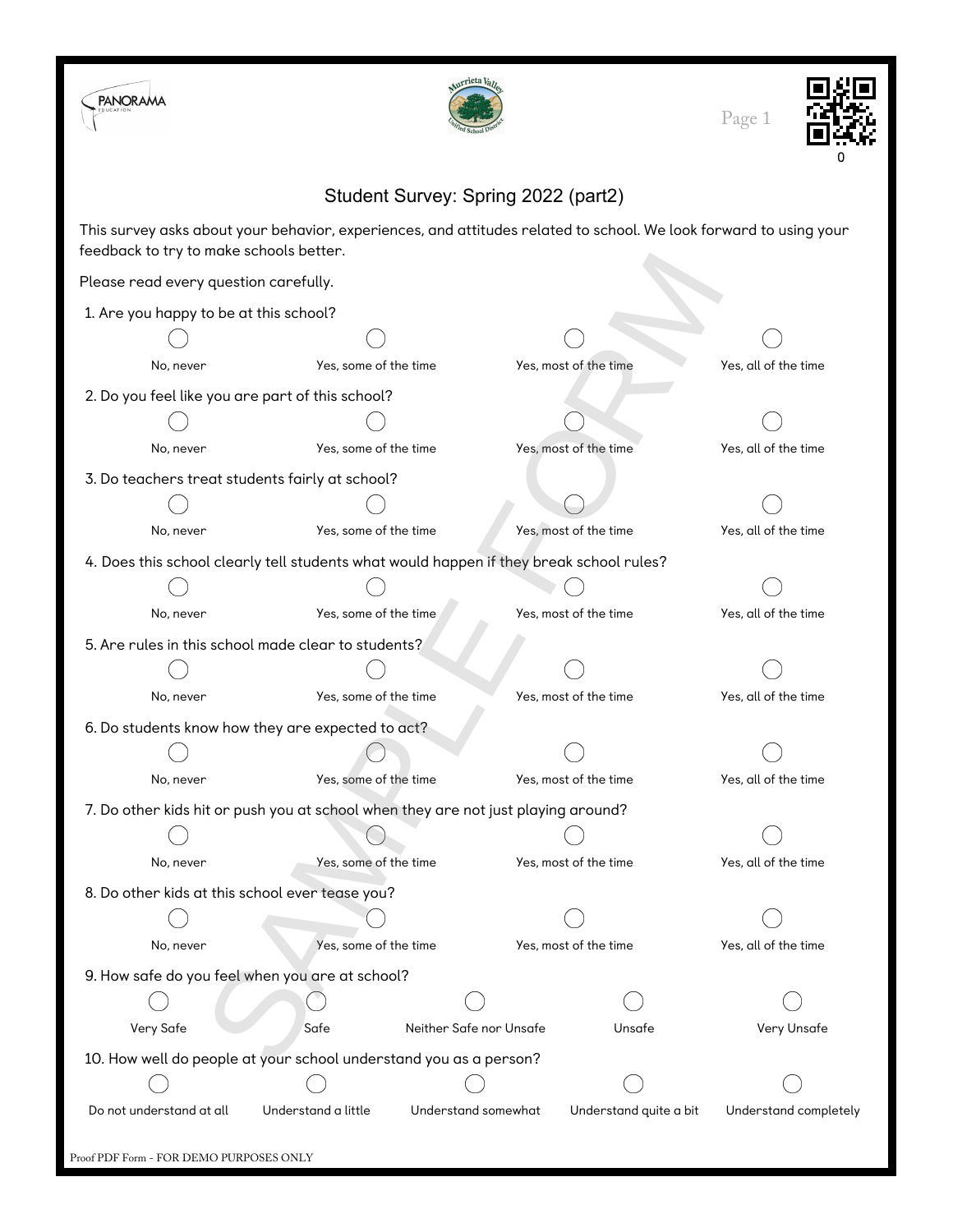## Student Survey: Spring 2022 (part2)

This survey asks about your behavior, experiences, and attitudes related to school. We look forward to using your feedback to try to make schools better.

Please read every question carefully.

1. Are you happy to be at this school?

   ◯ No, never ◯ Yes, some of the time ◯ Yes, most of the time ◯ Yes, all of the time

2. Do you feel like you are part of this school?

   ◯ No, never ◯ Yes, some of the time ◯ Yes, most of the time ◯ Yes, all of the time

3. Do teachers treat students fairly at school?

   ◯ No, never ◯ Yes, some of the time ◯ Yes, most of the time ◯ Yes, all of the time

4. Does this school clearly tell students what would happen if they break school rules?

   ◯ No, never ◯ Yes, some of the time ◯ Yes, most of the time ◯ Yes, all of the time

5. Are rules in this school made clear to students?

   ◯ No, never ◯ Yes, some of the time ◯ Yes, most of the time ◯ Yes, all of the time

6. Do students know how they are expected to act?

   ◯ No, never ◯ Yes, some of the time ◯ Yes, most of the time ◯ Yes, all of the time

7. Do other kids hit or push you at school when they are not just playing around?

   ◯ No, never ◯ Yes, some of the time ◯ Yes, most of the time ◯ Yes, all of the time

8. Do other kids at this school ever tease you?

   ◯ No, never ◯ Yes, some of the time ◯ Yes, most of the time ◯ Yes, all of the time

9. How safe do you feel when you are at school?

   ◯ Very Safe ◯ Safe ◯ Neither Safe nor Unsafe ◯ Unsafe ◯ Very Unsafe

10. How well do people at your school understand you as a person?

    ◯ Do not understand at all ◯ Understand a little ◯ Understand somewhat ◯ Understand quite a bit ◯ Understand completely

Proof PDF Form - FOR DEMO PURPOSES ONLY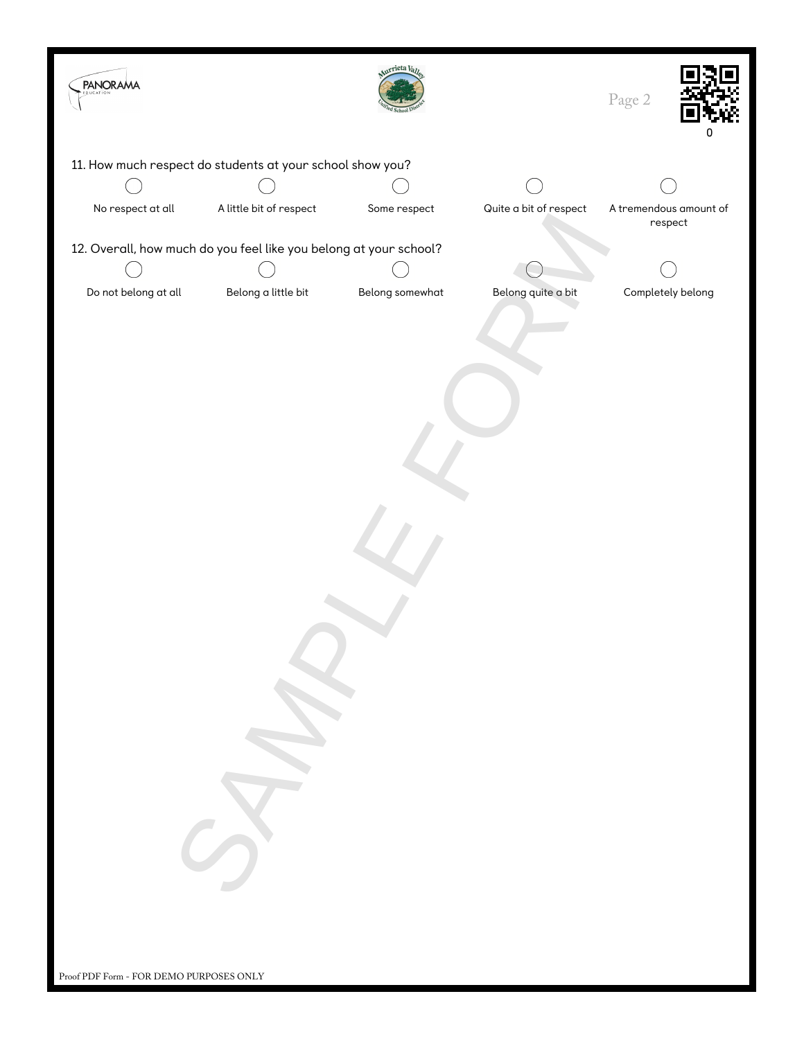11. How much respect do students at your school show you?

- ◯ No respect at all
- ◯ A little bit of respect
- ◯ Some respect
- ◯ Quite a bit of respect
- ◯ A tremendous amount of respect

12. Overall, how much do you feel like you belong at your school?

- ◯ Do not belong at all
- ◯ Belong a little bit
- ◯ Belong somewhat
- ◯ Belong quite a bit
- ◯ Completely belong

SAMPLE FORM

Proof PDF Form - FOR DEMO PURPOSES ONLY